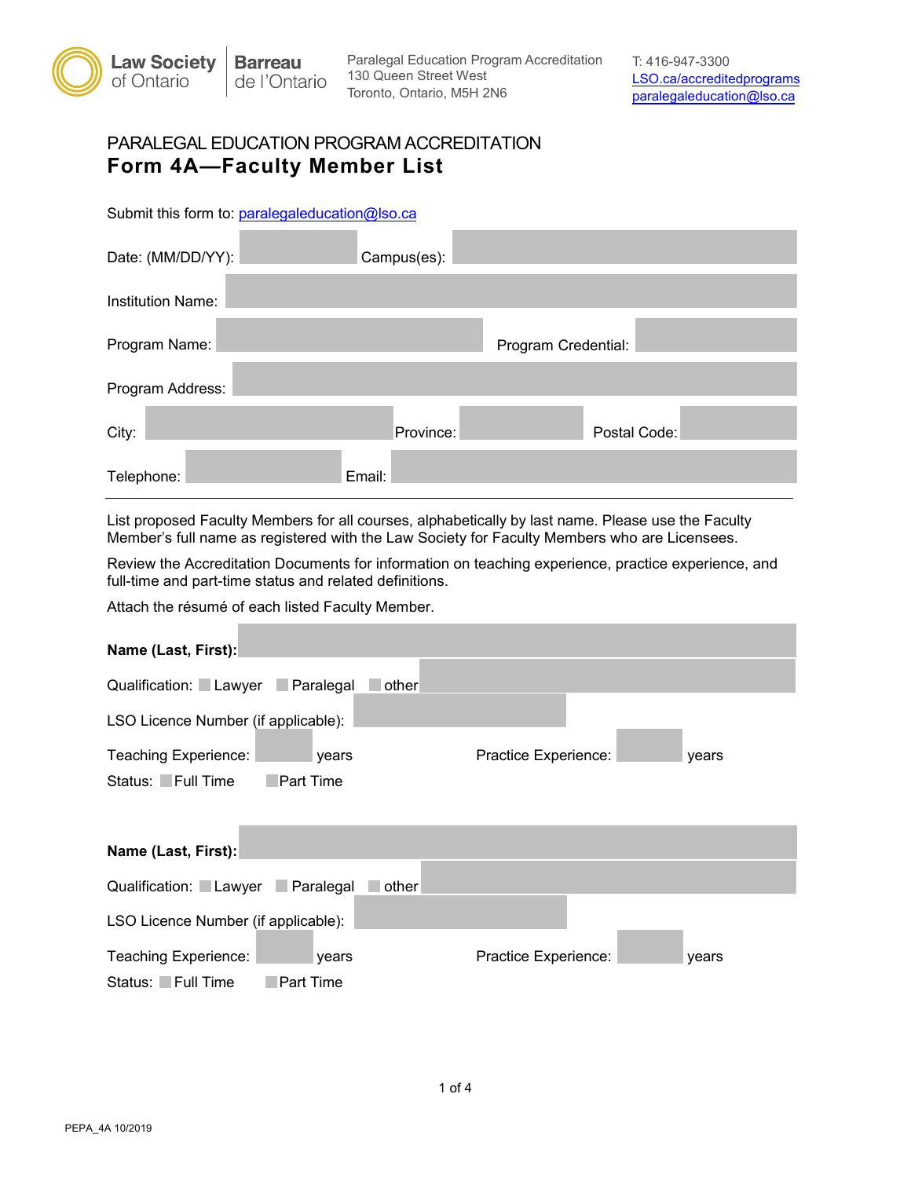Law Society of Ontario | Barreau de l'Ontario

Paralegal Education Program Accreditation
130 Queen Street West
Toronto, Ontario, M5H 2N6

T: 416-947-3300
LSO.ca/accreditedprograms
paralegaleducation@lso.ca

PARALEGAL EDUCATION PROGRAM ACCREDITATION

# Form 4A—Faculty Member List

Submit this form to: paralegaleducation@lso.ca

Date: (MM/DD/YY): Campus(es):

Institution Name:

Program Name: Program Credential:

Program Address:

City: Province: Postal Code:

Telephone: Email:

---

List proposed Faculty Members for all courses, alphabetically by last name. Please use the Faculty Member's full name as registered with the Law Society for Faculty Members who are Licensees.

Review the Accreditation Documents for information on teaching experience, practice experience, and full-time and part-time status and related definitions.

Attach the résumé of each listed Faculty Member.

**Name (Last, First):**

Qualification: ☐ Lawyer ☐ Paralegal ☐ other

LSO Licence Number (if applicable):

Teaching Experience: years Practice Experience: years

Status: ☐ Full Time ☐ Part Time

**Name (Last, First):**

Qualification: ☐ Lawyer ☐ Paralegal ☐ other

LSO Licence Number (if applicable):

Teaching Experience: years Practice Experience: years

Status: ☐ Full Time ☐ Part Time

PEPA_4A 10/2019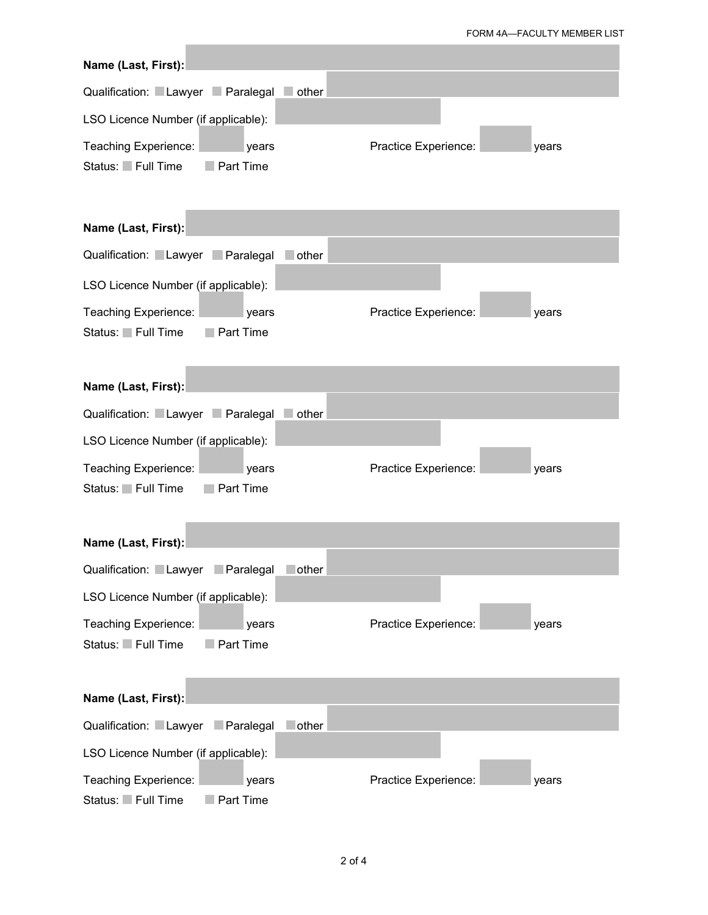**Name (Last, First):**

Qualification: ☐ Lawyer ☐ Paralegal ☐ other

LSO Licence Number (if applicable):

Teaching Experience: years Practice Experience: years

Status: ☐ Full Time ☐ Part Time

**Name (Last, First):**

Qualification: ☐ Lawyer ☐ Paralegal ☐ other

LSO Licence Number (if applicable):

Teaching Experience: years Practice Experience: years

Status: ☐ Full Time ☐ Part Time

**Name (Last, First):**

Qualification: ☐ Lawyer ☐ Paralegal ☐ other

LSO Licence Number (if applicable):

Teaching Experience: years Practice Experience: years

Status: ☐ Full Time ☐ Part Time

**Name (Last, First):**

Qualification: ☐ Lawyer ☐ Paralegal ☐ other

LSO Licence Number (if applicable):

Teaching Experience: years Practice Experience: years

Status: ☐ Full Time ☐ Part Time

**Name (Last, First):**

Qualification: ☐ Lawyer ☐ Paralegal ☐ other

LSO Licence Number (if applicable):

Teaching Experience: years Practice Experience: years

Status: ☐ Full Time ☐ Part Time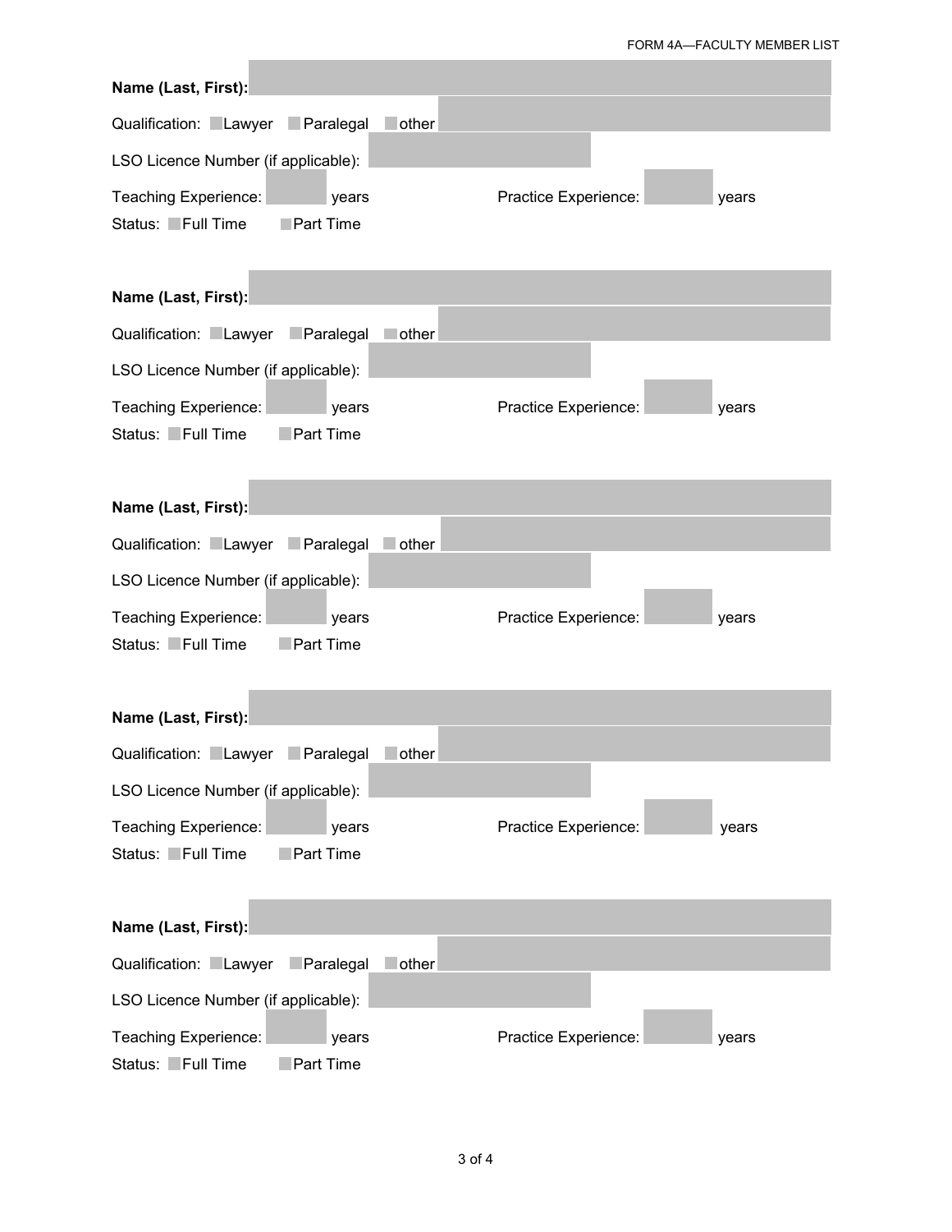**Name (Last, First):**

Qualification: ☐ Lawyer ☐ Paralegal ☐ other

LSO Licence Number (if applicable):

Teaching Experience: years Practice Experience: years

Status: ☐ Full Time ☐ Part Time

**Name (Last, First):**

Qualification: ☐ Lawyer ☐ Paralegal ☐ other

LSO Licence Number (if applicable):

Teaching Experience: years Practice Experience: years

Status: ☐ Full Time ☐ Part Time

**Name (Last, First):**

Qualification: ☐ Lawyer ☐ Paralegal ☐ other

LSO Licence Number (if applicable):

Teaching Experience: years Practice Experience: years

Status: ☐ Full Time ☐ Part Time

**Name (Last, First):**

Qualification: ☐ Lawyer ☐ Paralegal ☐ other

LSO Licence Number (if applicable):

Teaching Experience: years Practice Experience: years

Status: ☐ Full Time ☐ Part Time

**Name (Last, First):**

Qualification: ☐ Lawyer ☐ Paralegal ☐ other

LSO Licence Number (if applicable):

Teaching Experience: years Practice Experience: years

Status: ☐ Full Time ☐ Part Time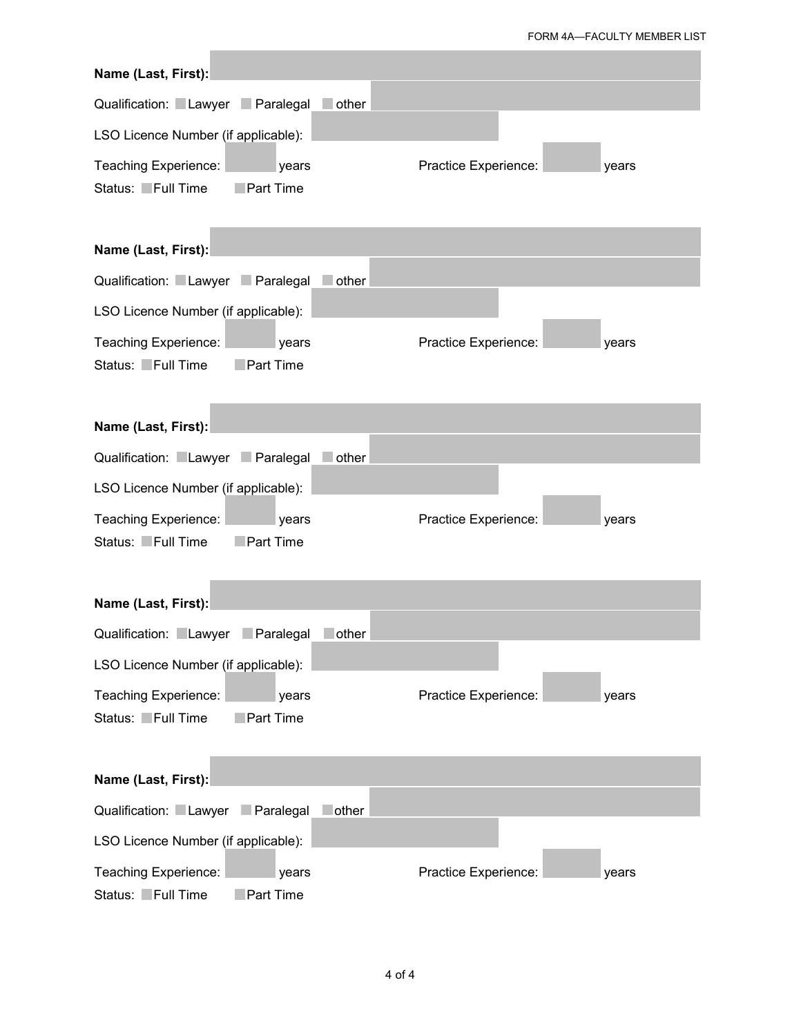Name (Last, First):

Qualification: ☐ Lawyer ☐ Paralegal ☐ other

LSO Licence Number (if applicable):

Teaching Experience: years Practice Experience: years

Status: ☐ Full Time ☐ Part Time

Name (Last, First):

Qualification: ☐ Lawyer ☐ Paralegal ☐ other

LSO Licence Number (if applicable):

Teaching Experience: years Practice Experience: years

Status: ☐ Full Time ☐ Part Time

Name (Last, First):

Qualification: ☐ Lawyer ☐ Paralegal ☐ other

LSO Licence Number (if applicable):

Teaching Experience: years Practice Experience: years

Status: ☐ Full Time ☐ Part Time

Name (Last, First):

Qualification: ☐ Lawyer ☐ Paralegal ☐ other

LSO Licence Number (if applicable):

Teaching Experience: years Practice Experience: years

Status: ☐ Full Time ☐ Part Time

Name (Last, First):

Qualification: ☐ Lawyer ☐ Paralegal ☐ other

LSO Licence Number (if applicable):

Teaching Experience: years Practice Experience: years

Status: ☐ Full Time ☐ Part Time